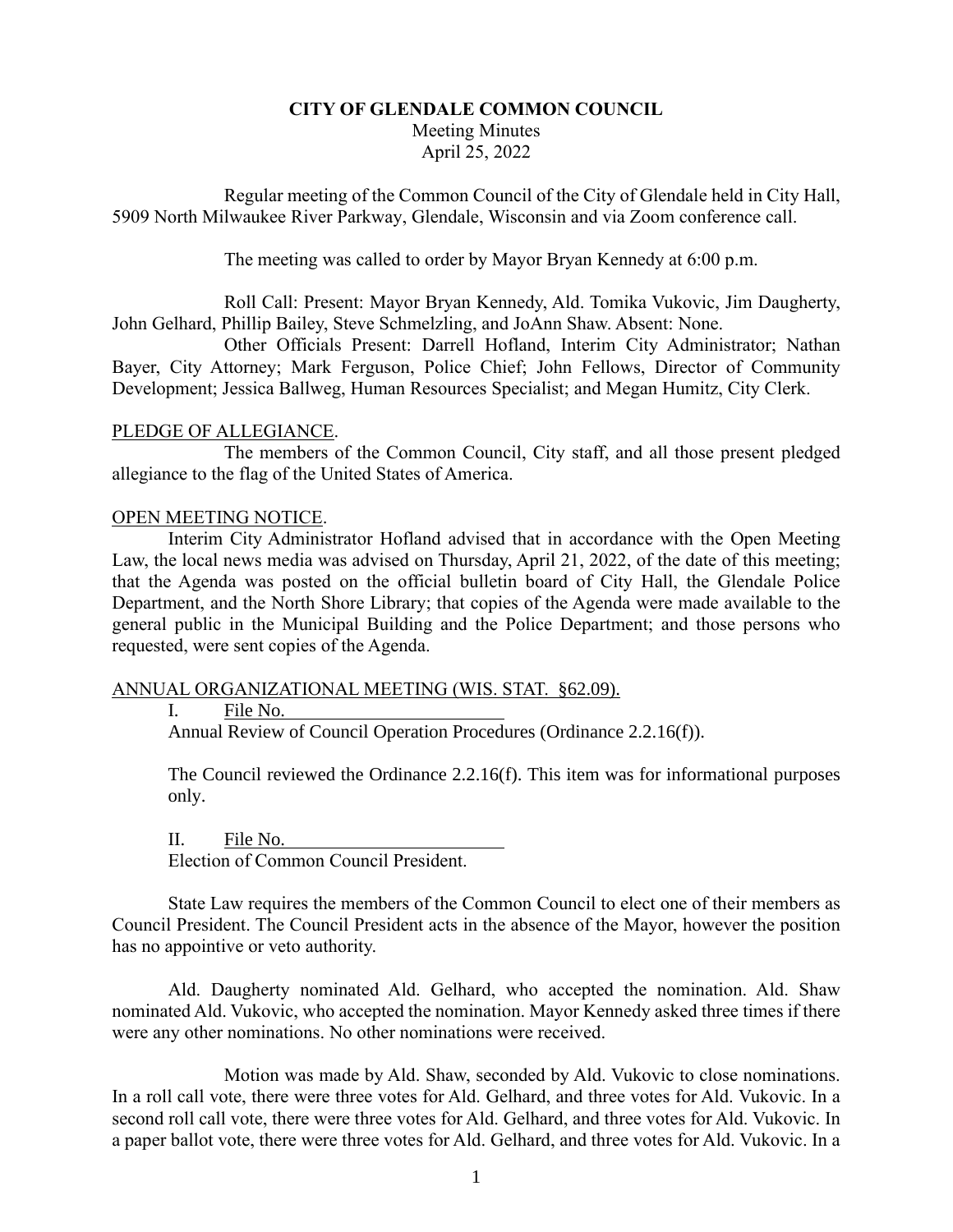**CITY OF GLENDALE COMMON COUNCIL**
Meeting Minutes
April 25, 2022

Regular meeting of the Common Council of the City of Glendale held in City Hall, 5909 North Milwaukee River Parkway, Glendale, Wisconsin and via Zoom conference call.

The meeting was called to order by Mayor Bryan Kennedy at 6:00 p.m.

Roll Call: Present: Mayor Bryan Kennedy, Ald. Tomika Vukovic, Jim Daugherty, John Gelhard, Phillip Bailey, Steve Schmelzling, and JoAnn Shaw. Absent: None.

Other Officials Present: Darrell Hofland, Interim City Administrator; Nathan Bayer, City Attorney; Mark Ferguson, Police Chief; John Fellows, Director of Community Development; Jessica Ballweg, Human Resources Specialist; and Megan Humitz, City Clerk.

PLEDGE OF ALLEGIANCE.

The members of the Common Council, City staff, and all those present pledged allegiance to the flag of the United States of America.

OPEN MEETING NOTICE.

Interim City Administrator Hofland advised that in accordance with the Open Meeting Law, the local news media was advised on Thursday, April 21, 2022, of the date of this meeting; that the Agenda was posted on the official bulletin board of City Hall, the Glendale Police Department, and the North Shore Library; that copies of the Agenda were made available to the general public in the Municipal Building and the Police Department; and those persons who requested, were sent copies of the Agenda.

ANNUAL ORGANIZATIONAL MEETING (WIS. STAT. §62.09).

I. File No. \_\_\_\_\_\_\_\_\_\_\_\_
Annual Review of Council Operation Procedures (Ordinance 2.2.16(f)).

The Council reviewed the Ordinance 2.2.16(f). This item was for informational purposes only.

II. File No. \_\_\_\_\_\_\_\_\_\_\_\_
Election of Common Council President.

State Law requires the members of the Common Council to elect one of their members as Council President. The Council President acts in the absence of the Mayor, however the position has no appointive or veto authority.

Ald. Daugherty nominated Ald. Gelhard, who accepted the nomination. Ald. Shaw nominated Ald. Vukovic, who accepted the nomination. Mayor Kennedy asked three times if there were any other nominations. No other nominations were received.

Motion was made by Ald. Shaw, seconded by Ald. Vukovic to close nominations. In a roll call vote, there were three votes for Ald. Gelhard, and three votes for Ald. Vukovic. In a second roll call vote, there were three votes for Ald. Gelhard, and three votes for Ald. Vukovic. In a paper ballot vote, there were three votes for Ald. Gelhard, and three votes for Ald. Vukovic. In a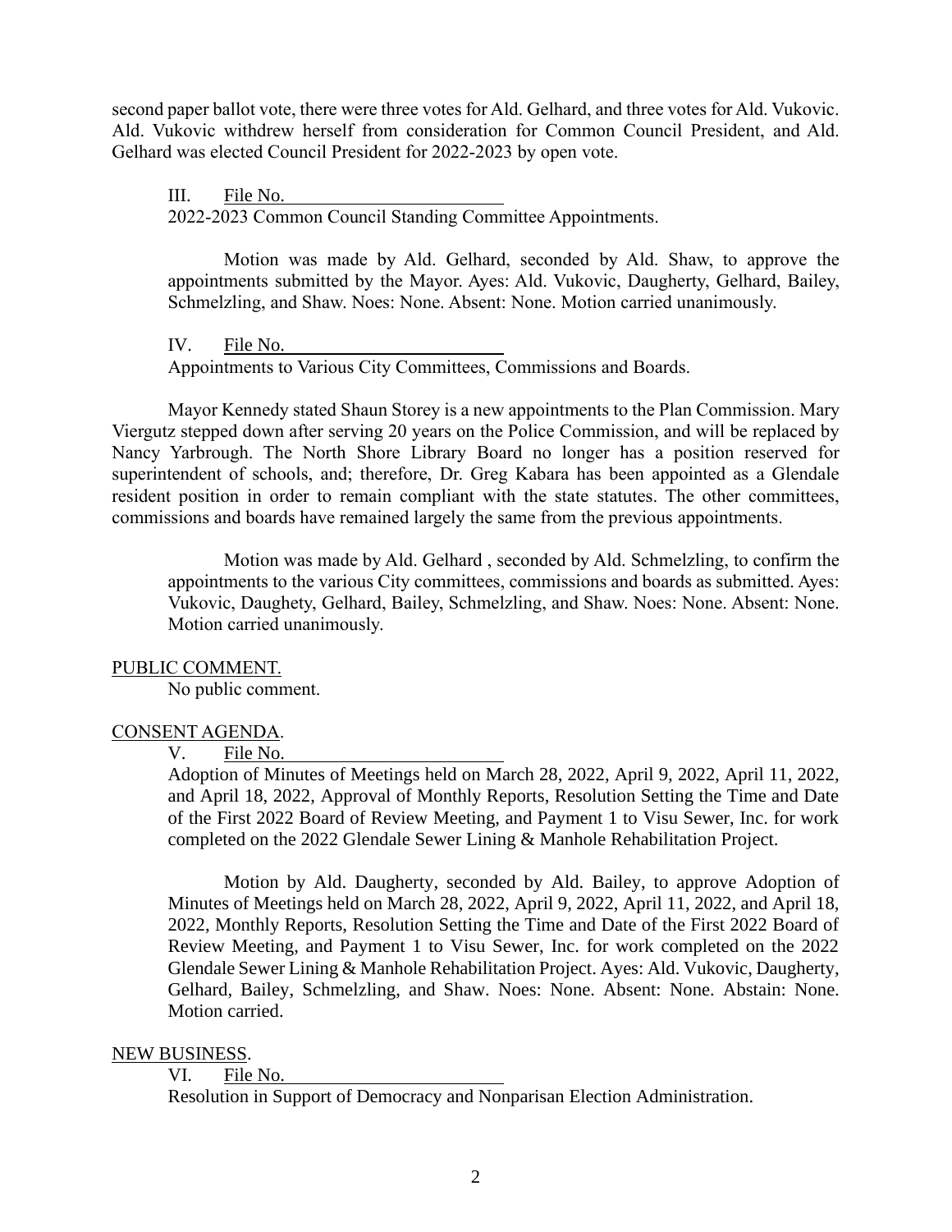second paper ballot vote, there were three votes for Ald. Gelhard, and three votes for Ald. Vukovic. Ald. Vukovic withdrew herself from consideration for Common Council President, and Ald. Gelhard was elected Council President for 2022-2023 by open vote.

III. File No. ____________

2022-2023 Common Council Standing Committee Appointments.

Motion was made by Ald. Gelhard, seconded by Ald. Shaw, to approve the appointments submitted by the Mayor. Ayes: Ald. Vukovic, Daugherty, Gelhard, Bailey, Schmelzling, and Shaw. Noes: None. Absent: None. Motion carried unanimously.

IV. File No. ____________

Appointments to Various City Committees, Commissions and Boards.

Mayor Kennedy stated Shaun Storey is a new appointments to the Plan Commission. Mary Viergutz stepped down after serving 20 years on the Police Commission, and will be replaced by Nancy Yarbrough. The North Shore Library Board no longer has a position reserved for superintendent of schools, and; therefore, Dr. Greg Kabara has been appointed as a Glendale resident position in order to remain compliant with the state statutes. The other committees, commissions and boards have remained largely the same from the previous appointments.

Motion was made by Ald. Gelhard , seconded by Ald. Schmelzling, to confirm the appointments to the various City committees, commissions and boards as submitted. Ayes: Vukovic, Daughety, Gelhard, Bailey, Schmelzling, and Shaw. Noes: None. Absent: None. Motion carried unanimously.

PUBLIC COMMENT.

No public comment.

CONSENT AGENDA.

V. File No. ____________

Adoption of Minutes of Meetings held on March 28, 2022, April 9, 2022, April 11, 2022, and April 18, 2022, Approval of Monthly Reports, Resolution Setting the Time and Date of the First 2022 Board of Review Meeting, and Payment 1 to Visu Sewer, Inc. for work completed on the 2022 Glendale Sewer Lining & Manhole Rehabilitation Project.

Motion by Ald. Daugherty, seconded by Ald. Bailey, to approve Adoption of Minutes of Meetings held on March 28, 2022, April 9, 2022, April 11, 2022, and April 18, 2022, Monthly Reports, Resolution Setting the Time and Date of the First 2022 Board of Review Meeting, and Payment 1 to Visu Sewer, Inc. for work completed on the 2022 Glendale Sewer Lining & Manhole Rehabilitation Project. Ayes: Ald. Vukovic, Daugherty, Gelhard, Bailey, Schmelzling, and Shaw. Noes: None. Absent: None. Abstain: None. Motion carried.

NEW BUSINESS.

VI. File No. ____________

Resolution in Support of Democracy and Nonparisan Election Administration.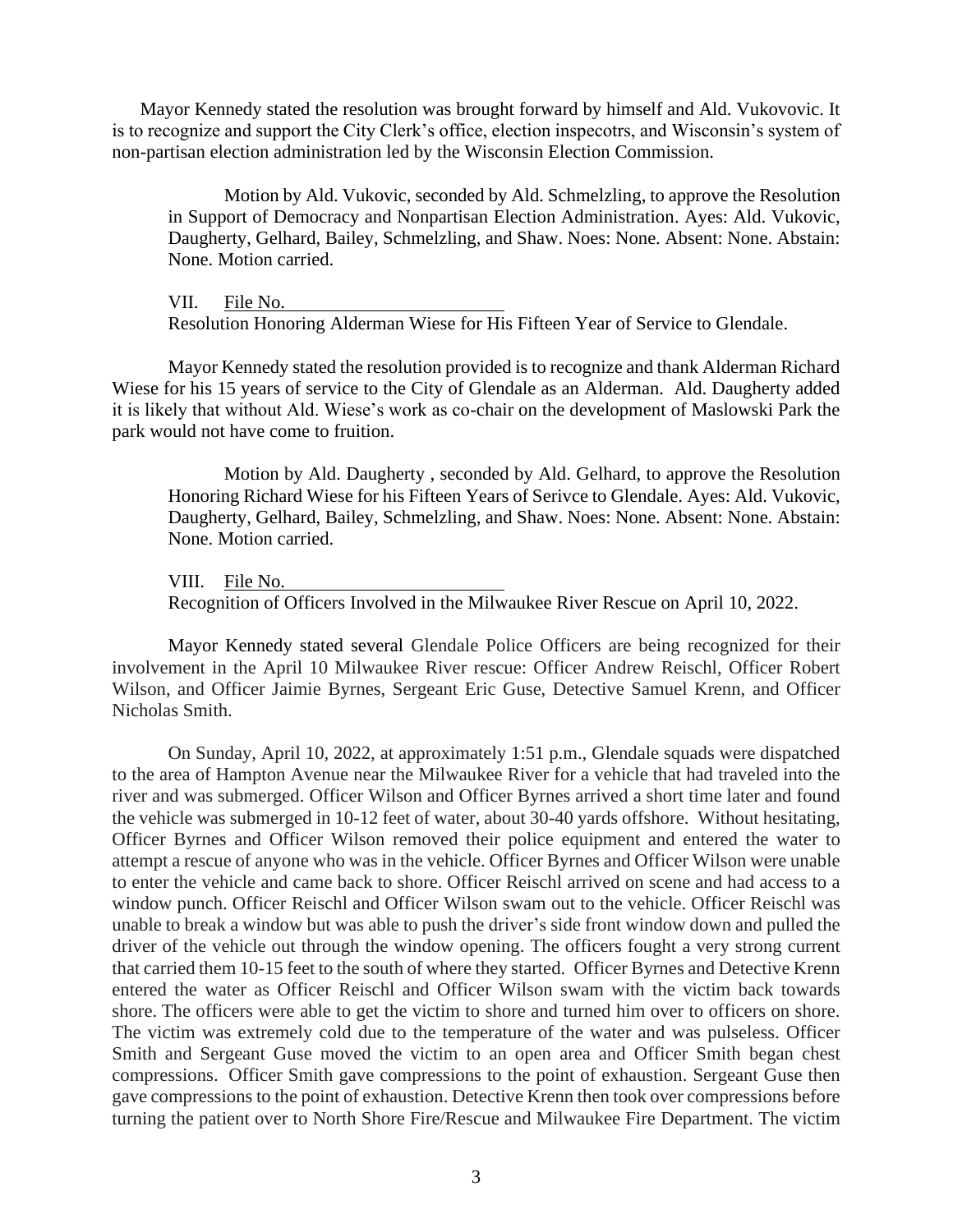Mayor Kennedy stated the resolution was brought forward by himself and Ald. Vukovovic. It is to recognize and support the City Clerk's office, election inspecotrs, and Wisconsin's system of non-partisan election administration led by the Wisconsin Election Commission.

Motion by Ald. Vukovic, seconded by Ald. Schmelzling, to approve the Resolution in Support of Democracy and Nonpartisan Election Administration. Ayes: Ald. Vukovic, Daugherty, Gelhard, Bailey, Schmelzling, and Shaw. Noes: None. Absent: None. Abstain: None. Motion carried.

VII. File No. \_\_\_\_\_\_\_\_\_\_\_\_\_\_\_\_\_\_\_\_\_\_\_\_
Resolution Honoring Alderman Wiese for His Fifteen Year of Service to Glendale.

Mayor Kennedy stated the resolution provided is to recognize and thank Alderman Richard Wiese for his 15 years of service to the City of Glendale as an Alderman. Ald. Daugherty added it is likely that without Ald. Wiese's work as co-chair on the development of Maslowski Park the park would not have come to fruition.

Motion by Ald. Daugherty , seconded by Ald. Gelhard, to approve the Resolution Honoring Richard Wiese for his Fifteen Years of Serivce to Glendale. Ayes: Ald. Vukovic, Daugherty, Gelhard, Bailey, Schmelzling, and Shaw. Noes: None. Absent: None. Abstain: None. Motion carried.

VIII. File No. \_\_\_\_\_\_\_\_\_\_\_\_\_\_\_\_\_\_\_\_\_\_\_\_
Recognition of Officers Involved in the Milwaukee River Rescue on April 10, 2022.

Mayor Kennedy stated several Glendale Police Officers are being recognized for their involvement in the April 10 Milwaukee River rescue: Officer Andrew Reischl, Officer Robert Wilson, and Officer Jaimie Byrnes, Sergeant Eric Guse, Detective Samuel Krenn, and Officer Nicholas Smith.

On Sunday, April 10, 2022, at approximately 1:51 p.m., Glendale squads were dispatched to the area of Hampton Avenue near the Milwaukee River for a vehicle that had traveled into the river and was submerged. Officer Wilson and Officer Byrnes arrived a short time later and found the vehicle was submerged in 10-12 feet of water, about 30-40 yards offshore. Without hesitating, Officer Byrnes and Officer Wilson removed their police equipment and entered the water to attempt a rescue of anyone who was in the vehicle. Officer Byrnes and Officer Wilson were unable to enter the vehicle and came back to shore. Officer Reischl arrived on scene and had access to a window punch. Officer Reischl and Officer Wilson swam out to the vehicle. Officer Reischl was unable to break a window but was able to push the driver's side front window down and pulled the driver of the vehicle out through the window opening. The officers fought a very strong current that carried them 10-15 feet to the south of where they started. Officer Byrnes and Detective Krenn entered the water as Officer Reischl and Officer Wilson swam with the victim back towards shore. The officers were able to get the victim to shore and turned him over to officers on shore. The victim was extremely cold due to the temperature of the water and was pulseless. Officer Smith and Sergeant Guse moved the victim to an open area and Officer Smith began chest compressions. Officer Smith gave compressions to the point of exhaustion. Sergeant Guse then gave compressions to the point of exhaustion. Detective Krenn then took over compressions before turning the patient over to North Shore Fire/Rescue and Milwaukee Fire Department. The victim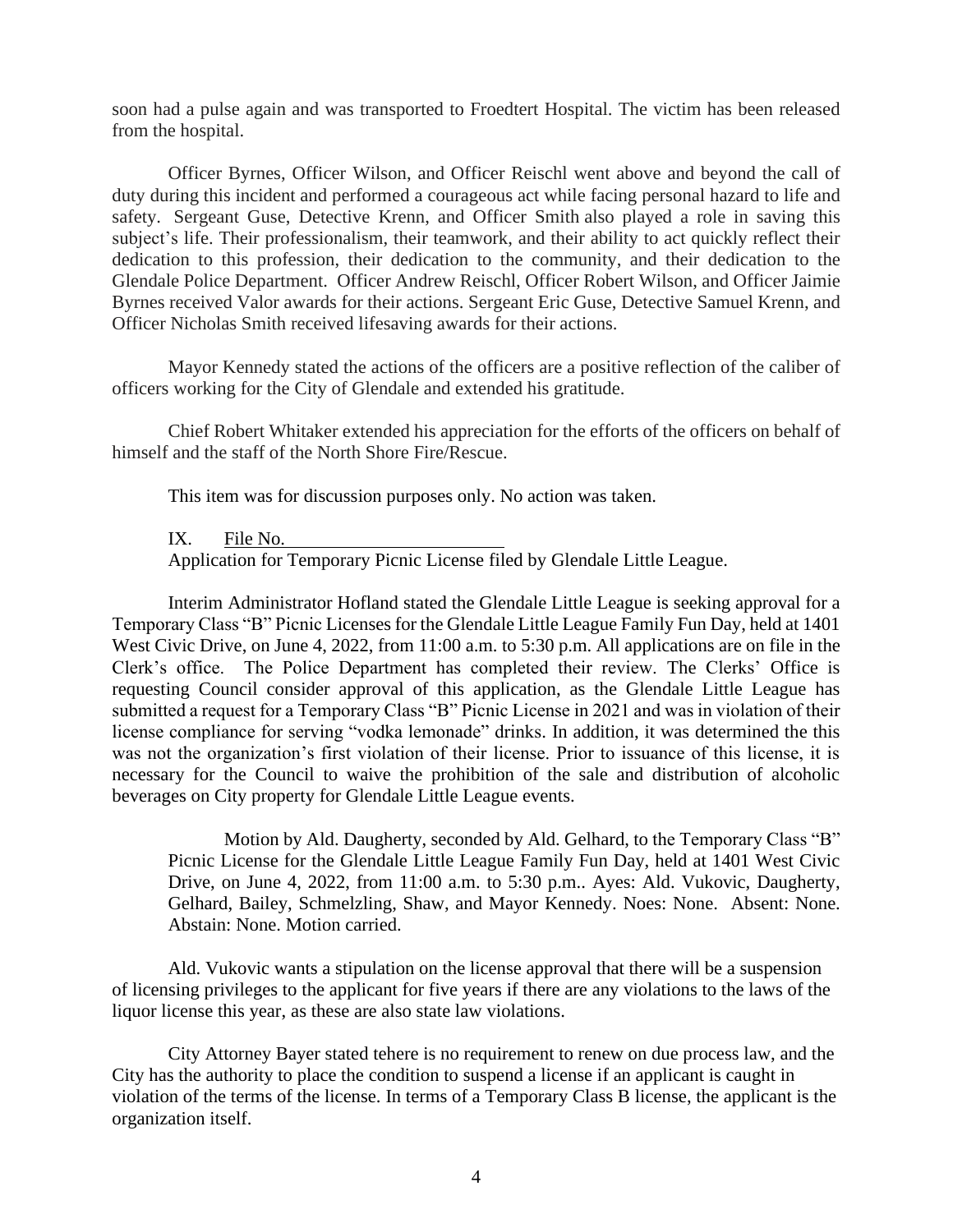soon had a pulse again and was transported to Froedtert Hospital. The victim has been released from the hospital.

Officer Byrnes, Officer Wilson, and Officer Reischl went above and beyond the call of duty during this incident and performed a courageous act while facing personal hazard to life and safety. Sergeant Guse, Detective Krenn, and Officer Smith also played a role in saving this subject's life. Their professionalism, their teamwork, and their ability to act quickly reflect their dedication to this profession, their dedication to the community, and their dedication to the Glendale Police Department. Officer Andrew Reischl, Officer Robert Wilson, and Officer Jaimie Byrnes received Valor awards for their actions. Sergeant Eric Guse, Detective Samuel Krenn, and Officer Nicholas Smith received lifesaving awards for their actions.

Mayor Kennedy stated the actions of the officers are a positive reflection of the caliber of officers working for the City of Glendale and extended his gratitude.

Chief Robert Whitaker extended his appreciation for the efforts of the officers on behalf of himself and the staff of the North Shore Fire/Rescue.

This item was for discussion purposes only. No action was taken.

IX. File No. ________________________
Application for Temporary Picnic License filed by Glendale Little League.

Interim Administrator Hofland stated the Glendale Little League is seeking approval for a Temporary Class "B" Picnic Licenses for the Glendale Little League Family Fun Day, held at 1401 West Civic Drive, on June 4, 2022, from 11:00 a.m. to 5:30 p.m. All applications are on file in the Clerk's office. The Police Department has completed their review. The Clerks' Office is requesting Council consider approval of this application, as the Glendale Little League has submitted a request for a Temporary Class "B" Picnic License in 2021 and was in violation of their license compliance for serving "vodka lemonade" drinks. In addition, it was determined the this was not the organization's first violation of their license. Prior to issuance of this license, it is necessary for the Council to waive the prohibition of the sale and distribution of alcoholic beverages on City property for Glendale Little League events.

> Motion by Ald. Daugherty, seconded by Ald. Gelhard, to the Temporary Class "B" Picnic License for the Glendale Little League Family Fun Day, held at 1401 West Civic Drive, on June 4, 2022, from 11:00 a.m. to 5:30 p.m.. Ayes: Ald. Vukovic, Daugherty, Gelhard, Bailey, Schmelzling, Shaw, and Mayor Kennedy. Noes: None. Absent: None. Abstain: None. Motion carried.

Ald. Vukovic wants a stipulation on the license approval that there will be a suspension of licensing privileges to the applicant for five years if there are any violations to the laws of the liquor license this year, as these are also state law violations.

City Attorney Bayer stated tehere is no requirement to renew on due process law, and the City has the authority to place the condition to suspend a license if an applicant is caught in violation of the terms of the license. In terms of a Temporary Class B license, the applicant is the organization itself.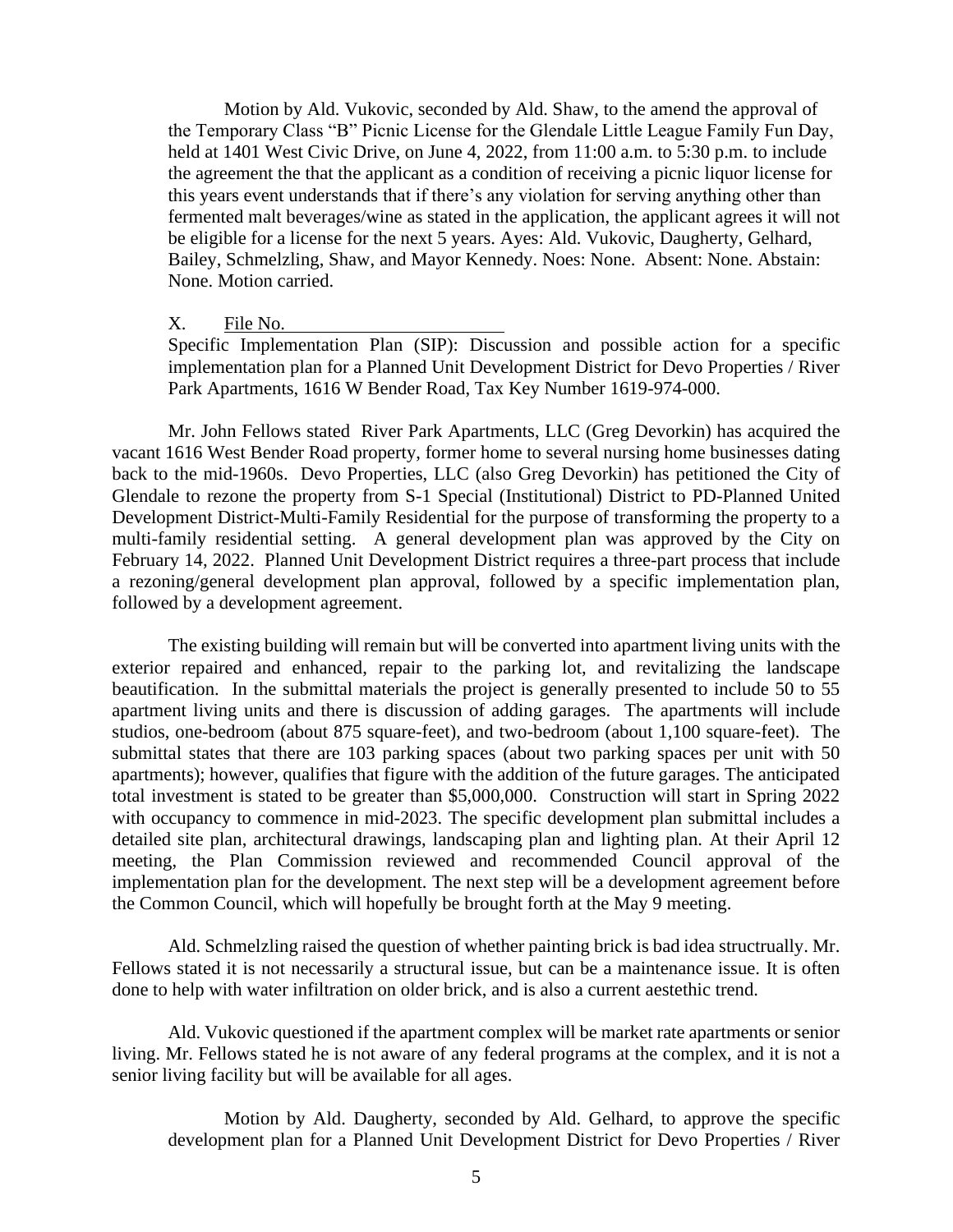Motion by Ald. Vukovic, seconded by Ald. Shaw, to the amend the approval of the Temporary Class "B" Picnic License for the Glendale Little League Family Fun Day, held at 1401 West Civic Drive, on June 4, 2022, from 11:00 a.m. to 5:30 p.m. to include the agreement the that the applicant as a condition of receiving a picnic liquor license for this years event understands that if there's any violation for serving anything other than fermented malt beverages/wine as stated in the application, the applicant agrees it will not be eligible for a license for the next 5 years. Ayes: Ald. Vukovic, Daugherty, Gelhard, Bailey, Schmelzling, Shaw, and Mayor Kennedy. Noes: None. Absent: None. Abstain: None. Motion carried.

X. File No. ______________________

Specific Implementation Plan (SIP): Discussion and possible action for a specific implementation plan for a Planned Unit Development District for Devo Properties / River Park Apartments, 1616 W Bender Road, Tax Key Number 1619-974-000.

Mr. John Fellows stated River Park Apartments, LLC (Greg Devorkin) has acquired the vacant 1616 West Bender Road property, former home to several nursing home businesses dating back to the mid-1960s. Devo Properties, LLC (also Greg Devorkin) has petitioned the City of Glendale to rezone the property from S-1 Special (Institutional) District to PD-Planned United Development District-Multi-Family Residential for the purpose of transforming the property to a multi-family residential setting. A general development plan was approved by the City on February 14, 2022. Planned Unit Development District requires a three-part process that include a rezoning/general development plan approval, followed by a specific implementation plan, followed by a development agreement.

The existing building will remain but will be converted into apartment living units with the exterior repaired and enhanced, repair to the parking lot, and revitalizing the landscape beautification. In the submittal materials the project is generally presented to include 50 to 55 apartment living units and there is discussion of adding garages. The apartments will include studios, one-bedroom (about 875 square-feet), and two-bedroom (about 1,100 square-feet). The submittal states that there are 103 parking spaces (about two parking spaces per unit with 50 apartments); however, qualifies that figure with the addition of the future garages. The anticipated total investment is stated to be greater than $5,000,000. Construction will start in Spring 2022 with occupancy to commence in mid-2023. The specific development plan submittal includes a detailed site plan, architectural drawings, landscaping plan and lighting plan. At their April 12 meeting, the Plan Commission reviewed and recommended Council approval of the implementation plan for the development. The next step will be a development agreement before the Common Council, which will hopefully be brought forth at the May 9 meeting.

Ald. Schmelzling raised the question of whether painting brick is bad idea structurally. Mr. Fellows stated it is not necessarily a structural issue, but can be a maintenance issue. It is often done to help with water infiltration on older brick, and is also a current aestethic trend.

Ald. Vukovic questioned if the apartment complex will be market rate apartments or senior living. Mr. Fellows stated he is not aware of any federal programs at the complex, and it is not a senior living facility but will be available for all ages.

Motion by Ald. Daugherty, seconded by Ald. Gelhard, to approve the specific development plan for a Planned Unit Development District for Devo Properties / River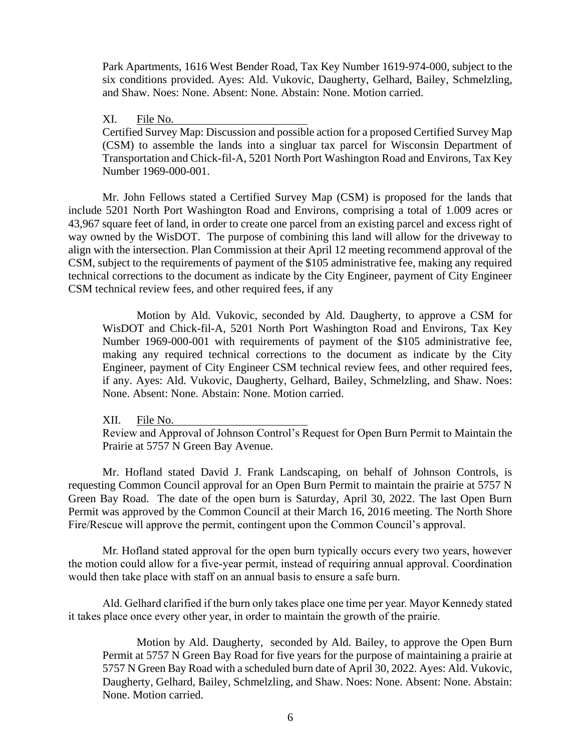Park Apartments, 1616 West Bender Road, Tax Key Number 1619-974-000, subject to the six conditions provided. Ayes: Ald. Vukovic, Daugherty, Gelhard, Bailey, Schmelzling, and Shaw. Noes: None. Absent: None. Abstain: None. Motion carried.

XI. File No. \_\_\_\_\_\_\_\_\_\_\_\_\_\_\_\_\_\_\_\_

Certified Survey Map: Discussion and possible action for a proposed Certified Survey Map (CSM) to assemble the lands into a singluar tax parcel for Wisconsin Department of Transportation and Chick-fil-A, 5201 North Port Washington Road and Environs, Tax Key Number 1969-000-001.

Mr. John Fellows stated a Certified Survey Map (CSM) is proposed for the lands that include 5201 North Port Washington Road and Environs, comprising a total of 1.009 acres or 43,967 square feet of land, in order to create one parcel from an existing parcel and excess right of way owned by the WisDOT. The purpose of combining this land will allow for the driveway to align with the intersection. Plan Commission at their April 12 meeting recommend approval of the CSM, subject to the requirements of payment of the $105 administrative fee, making any required technical corrections to the document as indicate by the City Engineer, payment of City Engineer CSM technical review fees, and other required fees, if any

Motion by Ald. Vukovic, seconded by Ald. Daugherty, to approve a CSM for WisDOT and Chick-fil-A, 5201 North Port Washington Road and Environs, Tax Key Number 1969-000-001 with requirements of payment of the $105 administrative fee, making any required technical corrections to the document as indicate by the City Engineer, payment of City Engineer CSM technical review fees, and other required fees, if any. Ayes: Ald. Vukovic, Daugherty, Gelhard, Bailey, Schmelzling, and Shaw. Noes: None. Absent: None. Abstain: None. Motion carried.

XII. File No. \_\_\_\_\_\_\_\_\_\_\_\_\_\_\_\_\_\_\_\_

Review and Approval of Johnson Control's Request for Open Burn Permit to Maintain the Prairie at 5757 N Green Bay Avenue.

Mr. Hofland stated David J. Frank Landscaping, on behalf of Johnson Controls, is requesting Common Council approval for an Open Burn Permit to maintain the prairie at 5757 N Green Bay Road. The date of the open burn is Saturday, April 30, 2022. The last Open Burn Permit was approved by the Common Council at their March 16, 2016 meeting. The North Shore Fire/Rescue will approve the permit, contingent upon the Common Council's approval.

Mr. Hofland stated approval for the open burn typically occurs every two years, however the motion could allow for a five-year permit, instead of requiring annual approval. Coordination would then take place with staff on an annual basis to ensure a safe burn.

Ald. Gelhard clarified if the burn only takes place one time per year. Mayor Kennedy stated it takes place once every other year, in order to maintain the growth of the prairie.

Motion by Ald. Daugherty, seconded by Ald. Bailey, to approve the Open Burn Permit at 5757 N Green Bay Road for five years for the purpose of maintaining a prairie at 5757 N Green Bay Road with a scheduled burn date of April 30, 2022. Ayes: Ald. Vukovic, Daugherty, Gelhard, Bailey, Schmelzling, and Shaw. Noes: None. Absent: None. Abstain: None. Motion carried.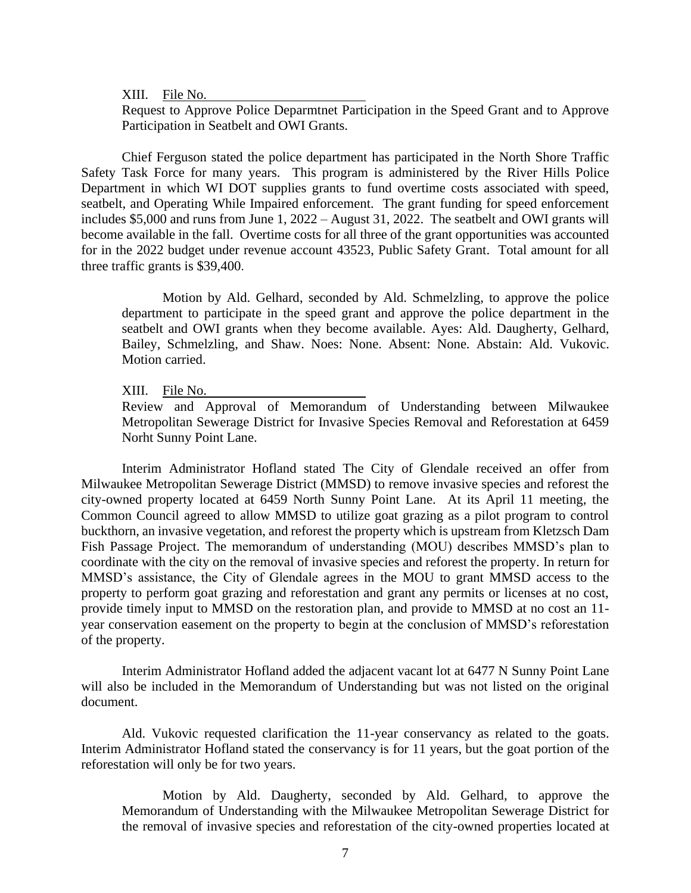XIII. File No. ________________________

Request to Approve Police Deparmtnet Participation in the Speed Grant and to Approve Participation in Seatbelt and OWI Grants.

Chief Ferguson stated the police department has participated in the North Shore Traffic Safety Task Force for many years. This program is administered by the River Hills Police Department in which WI DOT supplies grants to fund overtime costs associated with speed, seatbelt, and Operating While Impaired enforcement. The grant funding for speed enforcement includes $5,000 and runs from June 1, 2022 – August 31, 2022. The seatbelt and OWI grants will become available in the fall. Overtime costs for all three of the grant opportunities was accounted for in the 2022 budget under revenue account 43523, Public Safety Grant. Total amount for all three traffic grants is $39,400.

> Motion by Ald. Gelhard, seconded by Ald. Schmelzling, to approve the police department to participate in the speed grant and approve the police department in the seatbelt and OWI grants when they become available. Ayes: Ald. Daugherty, Gelhard, Bailey, Schmelzling, and Shaw. Noes: None. Absent: None. Abstain: Ald. Vukovic. Motion carried.

XIII. File No. ________________________

Review and Approval of Memorandum of Understanding between Milwaukee Metropolitan Sewerage District for Invasive Species Removal and Reforestation at 6459 Norht Sunny Point Lane.

Interim Administrator Hofland stated The City of Glendale received an offer from Milwaukee Metropolitan Sewerage District (MMSD) to remove invasive species and reforest the city-owned property located at 6459 North Sunny Point Lane. At its April 11 meeting, the Common Council agreed to allow MMSD to utilize goat grazing as a pilot program to control buckthorn, an invasive vegetation, and reforest the property which is upstream from Kletzsch Dam Fish Passage Project. The memorandum of understanding (MOU) describes MMSD's plan to coordinate with the city on the removal of invasive species and reforest the property. In return for MMSD's assistance, the City of Glendale agrees in the MOU to grant MMSD access to the property to perform goat grazing and reforestation and grant any permits or licenses at no cost, provide timely input to MMSD on the restoration plan, and provide to MMSD at no cost an 11-year conservation easement on the property to begin at the conclusion of MMSD's reforestation of the property.

Interim Administrator Hofland added the adjacent vacant lot at 6477 N Sunny Point Lane will also be included in the Memorandum of Understanding but was not listed on the original document.

Ald. Vukovic requested clarification the 11-year conservancy as related to the goats. Interim Administrator Hofland stated the conservancy is for 11 years, but the goat portion of the reforestation will only be for two years.

> Motion by Ald. Daugherty, seconded by Ald. Gelhard, to approve the Memorandum of Understanding with the Milwaukee Metropolitan Sewerage District for the removal of invasive species and reforestation of the city-owned properties located at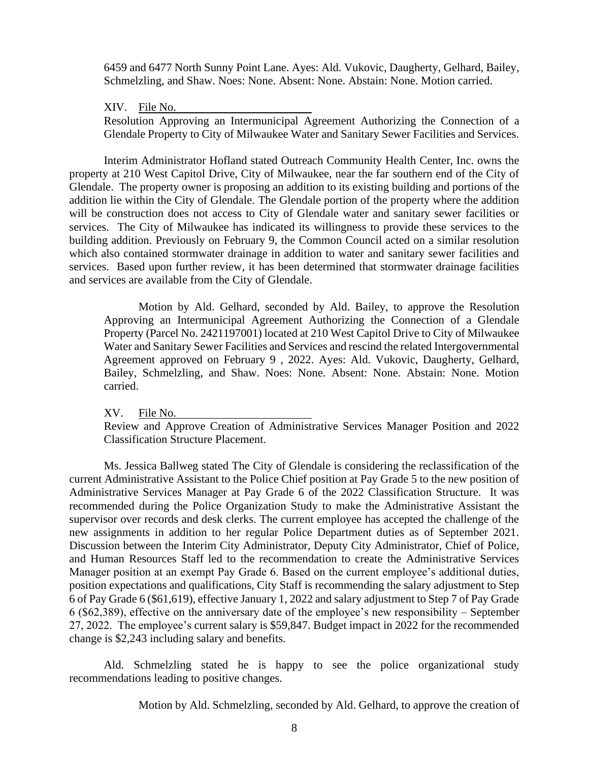6459 and 6477 North Sunny Point Lane. Ayes: Ald. Vukovic, Daugherty, Gelhard, Bailey, Schmelzling, and Shaw. Noes: None. Absent: None. Abstain: None. Motion carried.

XIV. File No. \_\_\_\_\_\_\_\_\_\_\_\_\_\_\_\_\_\_\_\_\_\_\_\_
Resolution Approving an Intermunicipal Agreement Authorizing the Connection of a Glendale Property to City of Milwaukee Water and Sanitary Sewer Facilities and Services.

Interim Administrator Hofland stated Outreach Community Health Center, Inc. owns the property at 210 West Capitol Drive, City of Milwaukee, near the far southern end of the City of Glendale. The property owner is proposing an addition to its existing building and portions of the addition lie within the City of Glendale. The Glendale portion of the property where the addition will be construction does not access to City of Glendale water and sanitary sewer facilities or services. The City of Milwaukee has indicated its willingness to provide these services to the building addition. Previously on February 9, the Common Council acted on a similar resolution which also contained stormwater drainage in addition to water and sanitary sewer facilities and services. Based upon further review, it has been determined that stormwater drainage facilities and services are available from the City of Glendale.

Motion by Ald. Gelhard, seconded by Ald. Bailey, to approve the Resolution Approving an Intermunicipal Agreement Authorizing the Connection of a Glendale Property (Parcel No. 2421197001) located at 210 West Capitol Drive to City of Milwaukee Water and Sanitary Sewer Facilities and Services and rescind the related Intergovernmental Agreement approved on February 9 , 2022. Ayes: Ald. Vukovic, Daugherty, Gelhard, Bailey, Schmelzling, and Shaw. Noes: None. Absent: None. Abstain: None. Motion carried.

XV. File No. \_\_\_\_\_\_\_\_\_\_\_\_\_\_\_\_\_\_\_\_\_\_\_\_
Review and Approve Creation of Administrative Services Manager Position and 2022 Classification Structure Placement.

Ms. Jessica Ballweg stated The City of Glendale is considering the reclassification of the current Administrative Assistant to the Police Chief position at Pay Grade 5 to the new position of Administrative Services Manager at Pay Grade 6 of the 2022 Classification Structure. It was recommended during the Police Organization Study to make the Administrative Assistant the supervisor over records and desk clerks. The current employee has accepted the challenge of the new assignments in addition to her regular Police Department duties as of September 2021. Discussion between the Interim City Administrator, Deputy City Administrator, Chief of Police, and Human Resources Staff led to the recommendation to create the Administrative Services Manager position at an exempt Pay Grade 6. Based on the current employee's additional duties, position expectations and qualifications, City Staff is recommending the salary adjustment to Step 6 of Pay Grade 6 ($61,619), effective January 1, 2022 and salary adjustment to Step 7 of Pay Grade 6 ($62,389), effective on the anniversary date of the employee's new responsibility – September 27, 2022. The employee's current salary is $59,847. Budget impact in 2022 for the recommended change is $2,243 including salary and benefits.

Ald. Schmelzling stated he is happy to see the police organizational study recommendations leading to positive changes.

Motion by Ald. Schmelzling, seconded by Ald. Gelhard, to approve the creation of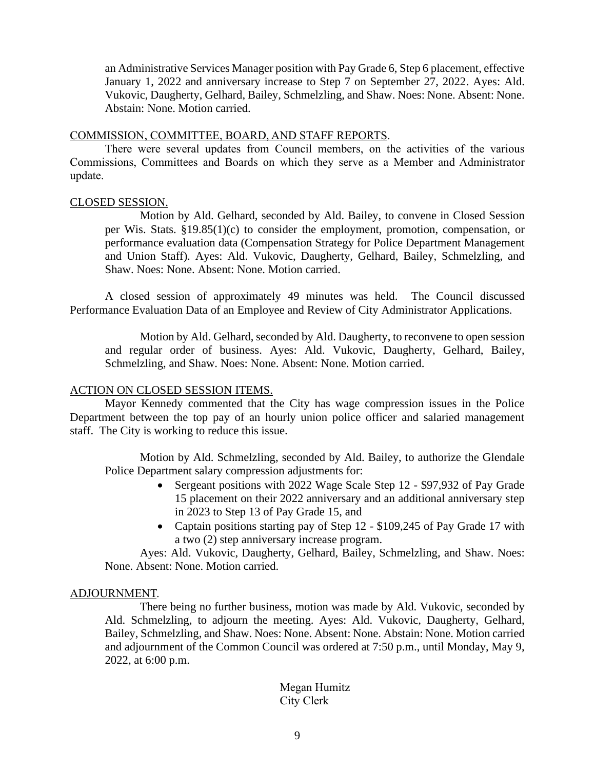an Administrative Services Manager position with Pay Grade 6, Step 6 placement, effective January 1, 2022 and anniversary increase to Step 7 on September 27, 2022. Ayes: Ald. Vukovic, Daugherty, Gelhard, Bailey, Schmelzling, and Shaw. Noes: None. Absent: None. Abstain: None. Motion carried.

COMMISSION, COMMITTEE, BOARD, AND STAFF REPORTS.

There were several updates from Council members, on the activities of the various Commissions, Committees and Boards on which they serve as a Member and Administrator update.

CLOSED SESSION.

Motion by Ald. Gelhard, seconded by Ald. Bailey, to convene in Closed Session per Wis. Stats. §19.85(1)(c) to consider the employment, promotion, compensation, or performance evaluation data (Compensation Strategy for Police Department Management and Union Staff). Ayes: Ald. Vukovic, Daugherty, Gelhard, Bailey, Schmelzling, and Shaw. Noes: None. Absent: None. Motion carried.

A closed session of approximately 49 minutes was held. The Council discussed Performance Evaluation Data of an Employee and Review of City Administrator Applications.

Motion by Ald. Gelhard, seconded by Ald. Daugherty, to reconvene to open session and regular order of business. Ayes: Ald. Vukovic, Daugherty, Gelhard, Bailey, Schmelzling, and Shaw. Noes: None. Absent: None. Motion carried.

ACTION ON CLOSED SESSION ITEMS.

Mayor Kennedy commented that the City has wage compression issues in the Police Department between the top pay of an hourly union police officer and salaried management staff. The City is working to reduce this issue.

Motion by Ald. Schmelzling, seconded by Ald. Bailey, to authorize the Glendale Police Department salary compression adjustments for:

- Sergeant positions with 2022 Wage Scale Step 12 - $97,932 of Pay Grade 15 placement on their 2022 anniversary and an additional anniversary step in 2023 to Step 13 of Pay Grade 15, and
- Captain positions starting pay of Step 12 - $109,245 of Pay Grade 17 with a two (2) step anniversary increase program.

Ayes: Ald. Vukovic, Daugherty, Gelhard, Bailey, Schmelzling, and Shaw. Noes: None. Absent: None. Motion carried.

ADJOURNMENT.

There being no further business, motion was made by Ald. Vukovic, seconded by Ald. Schmelzling, to adjourn the meeting. Ayes: Ald. Vukovic, Daugherty, Gelhard, Bailey, Schmelzling, and Shaw. Noes: None. Absent: None. Abstain: None. Motion carried and adjournment of the Common Council was ordered at 7:50 p.m., until Monday, May 9, 2022, at 6:00 p.m.

Megan Humitz
City Clerk